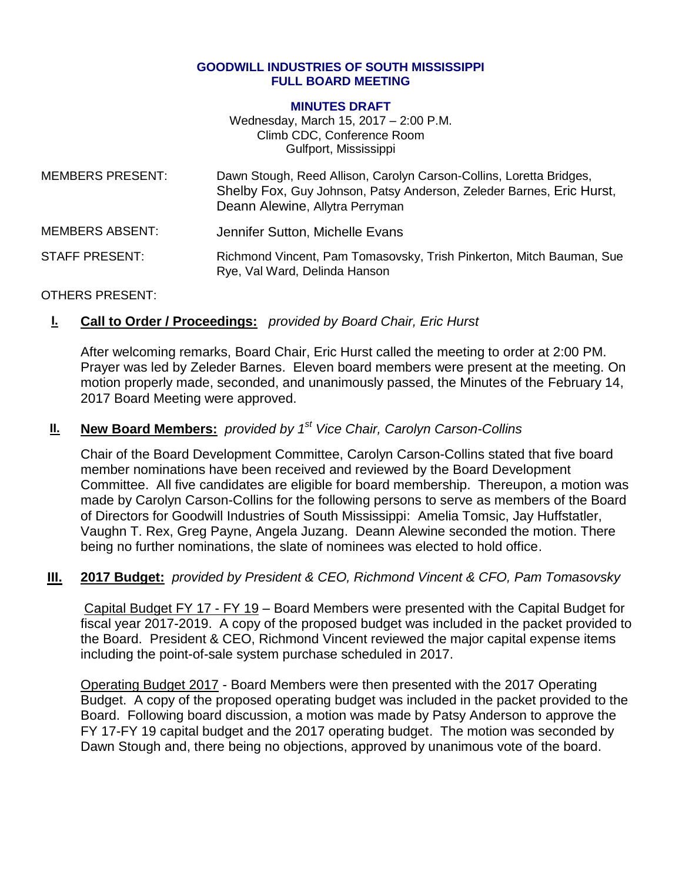# GOODWILL INDUSTRIES OF SOUTH MISSISSIPPI
# FULL BOARD MEETING

## MINUTES DRAFT

Wednesday, March 15, 2017 – 2:00 P.M.
Climb CDC, Conference Room
Gulfport, Mississippi

| | |
|---|---|
| MEMBERS PRESENT: | Dawn Stough, Reed Allison, Carolyn Carson-Collins, Loretta Bridges, Shelby Fox, Guy Johnson, Patsy Anderson, Zeleder Barnes, Eric Hurst, Deann Alewine, Allytra Perryman |
| MEMBERS ABSENT: | Jennifer Sutton, Michelle Evans |
| STAFF PRESENT: | Richmond Vincent, Pam Tomasovsky, Trish Pinkerton, Mitch Bauman, Sue Rye, Val Ward, Delinda Hanson |

OTHERS PRESENT:

**I. Call to Order / Proceedings:** *provided by Board Chair, Eric Hurst*

After welcoming remarks, Board Chair, Eric Hurst called the meeting to order at 2:00 PM. Prayer was led by Zeleder Barnes. Eleven board members were present at the meeting. On motion properly made, seconded, and unanimously passed, the Minutes of the February 14, 2017 Board Meeting were approved.

**II. New Board Members:** *provided by 1st Vice Chair, Carolyn Carson-Collins*

Chair of the Board Development Committee, Carolyn Carson-Collins stated that five board member nominations have been received and reviewed by the Board Development Committee. All five candidates are eligible for board membership. Thereupon, a motion was made by Carolyn Carson-Collins for the following persons to serve as members of the Board of Directors for Goodwill Industries of South Mississippi: Amelia Tomsic, Jay Huffstatler, Vaughn T. Rex, Greg Payne, Angela Juzang. Deann Alewine seconded the motion. There being no further nominations, the slate of nominees was elected to hold office.

**III. 2017 Budget:** *provided by President & CEO, Richmond Vincent & CFO, Pam Tomasovsky*

Capital Budget FY 17 - FY 19 – Board Members were presented with the Capital Budget for fiscal year 2017-2019. A copy of the proposed budget was included in the packet provided to the Board. President & CEO, Richmond Vincent reviewed the major capital expense items including the point-of-sale system purchase scheduled in 2017.

Operating Budget 2017 - Board Members were then presented with the 2017 Operating Budget. A copy of the proposed operating budget was included in the packet provided to the Board. Following board discussion, a motion was made by Patsy Anderson to approve the FY 17-FY 19 capital budget and the 2017 operating budget. The motion was seconded by Dawn Stough and, there being no objections, approved by unanimous vote of the board.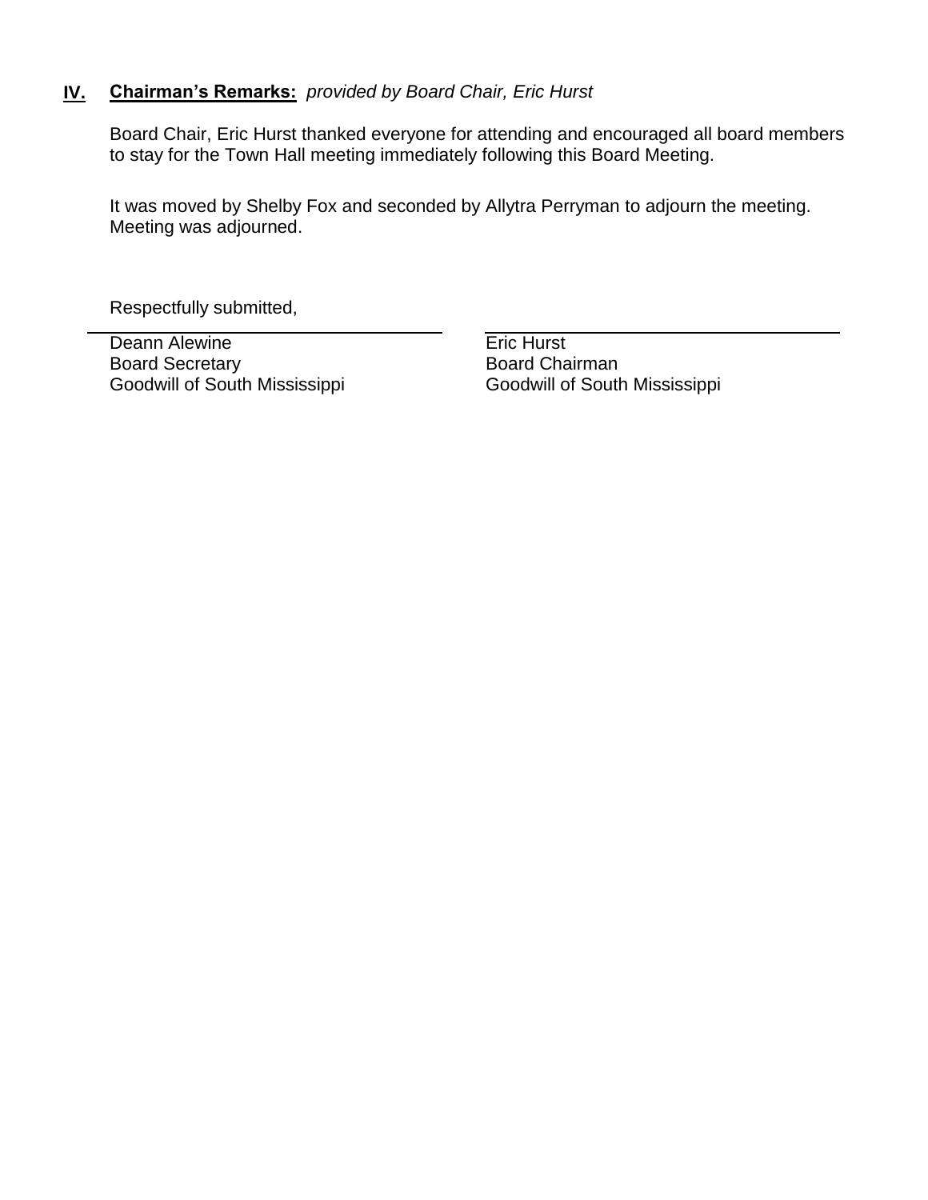## IV. Chairman's Remarks: *provided by Board Chair, Eric Hurst*

Board Chair, Eric Hurst thanked everyone for attending and encouraged all board members to stay for the Town Hall meeting immediately following this Board Meeting.

It was moved by Shelby Fox and seconded by Allytra Perryman to adjourn the meeting. Meeting was adjourned.

Respectfully submitted,

Deann Alewine
Board Secretary
Goodwill of South Mississippi

Eric Hurst
Board Chairman
Goodwill of South Mississippi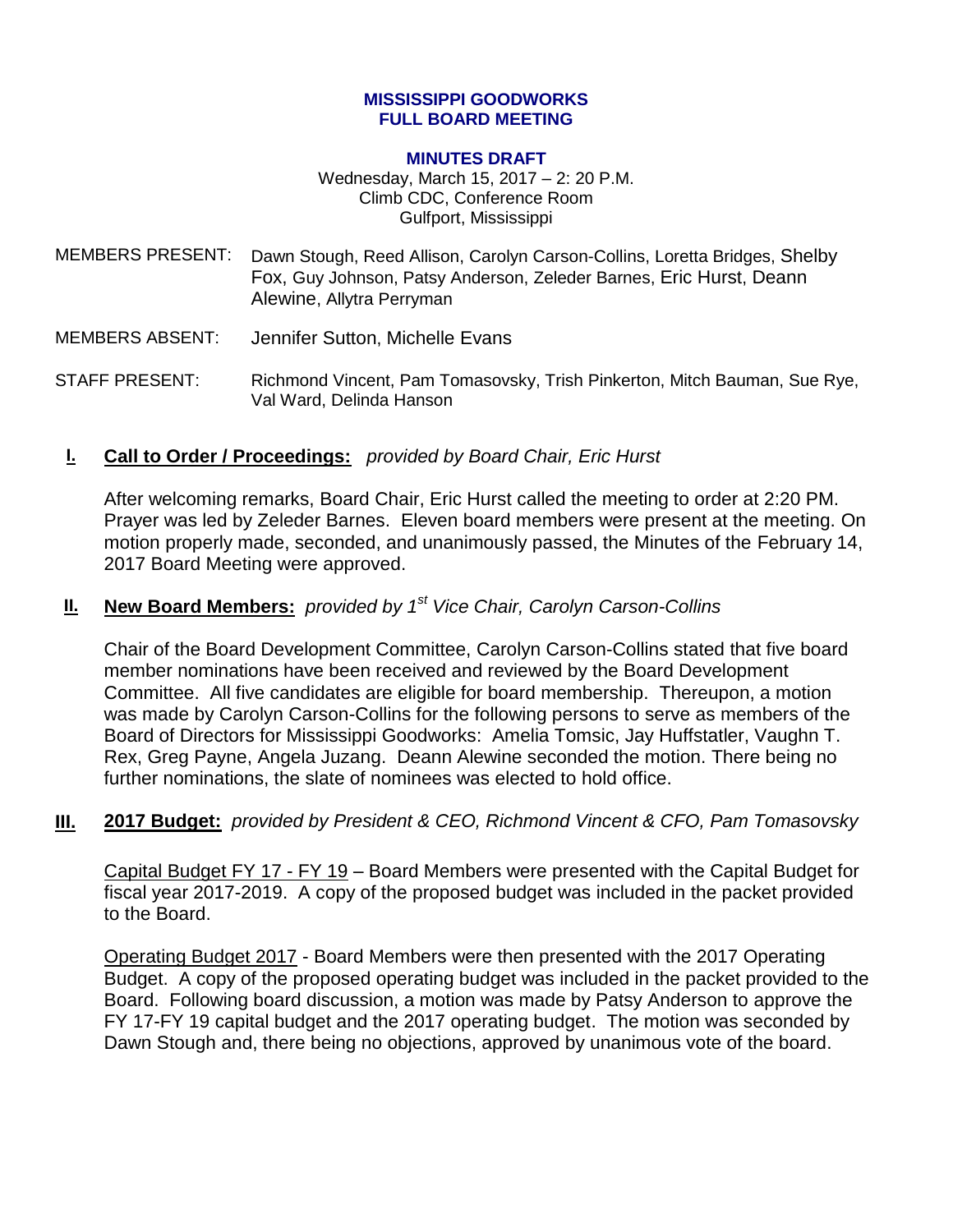**MISSISSIPPI GOODWORKS**
**FULL BOARD MEETING**

**MINUTES DRAFT**

Wednesday, March 15, 2017 – 2: 20 P.M.
Climb CDC, Conference Room
Gulfport, Mississippi

MEMBERS PRESENT: Dawn Stough, Reed Allison, Carolyn Carson-Collins, Loretta Bridges, Shelby Fox, Guy Johnson, Patsy Anderson, Zeleder Barnes, Eric Hurst, Deann Alewine, Allytra Perryman

MEMBERS ABSENT: Jennifer Sutton, Michelle Evans

STAFF PRESENT: Richmond Vincent, Pam Tomasovsky, Trish Pinkerton, Mitch Bauman, Sue Rye, Val Ward, Delinda Hanson

## I. Call to Order / Proceedings: *provided by Board Chair, Eric Hurst*

After welcoming remarks, Board Chair, Eric Hurst called the meeting to order at 2:20 PM. Prayer was led by Zeleder Barnes. Eleven board members were present at the meeting. On motion properly made, seconded, and unanimously passed, the Minutes of the February 14, 2017 Board Meeting were approved.

## II. New Board Members: *provided by 1st Vice Chair, Carolyn Carson-Collins*

Chair of the Board Development Committee, Carolyn Carson-Collins stated that five board member nominations have been received and reviewed by the Board Development Committee. All five candidates are eligible for board membership. Thereupon, a motion was made by Carolyn Carson-Collins for the following persons to serve as members of the Board of Directors for Mississippi Goodworks: Amelia Tomsic, Jay Huffstatler, Vaughn T. Rex, Greg Payne, Angela Juzang. Deann Alewine seconded the motion. There being no further nominations, the slate of nominees was elected to hold office.

## III. 2017 Budget: *provided by President & CEO, Richmond Vincent & CFO, Pam Tomasovsky*

Capital Budget FY 17 - FY 19 – Board Members were presented with the Capital Budget for fiscal year 2017-2019. A copy of the proposed budget was included in the packet provided to the Board.

Operating Budget 2017 - Board Members were then presented with the 2017 Operating Budget. A copy of the proposed operating budget was included in the packet provided to the Board. Following board discussion, a motion was made by Patsy Anderson to approve the FY 17-FY 19 capital budget and the 2017 operating budget. The motion was seconded by Dawn Stough and, there being no objections, approved by unanimous vote of the board.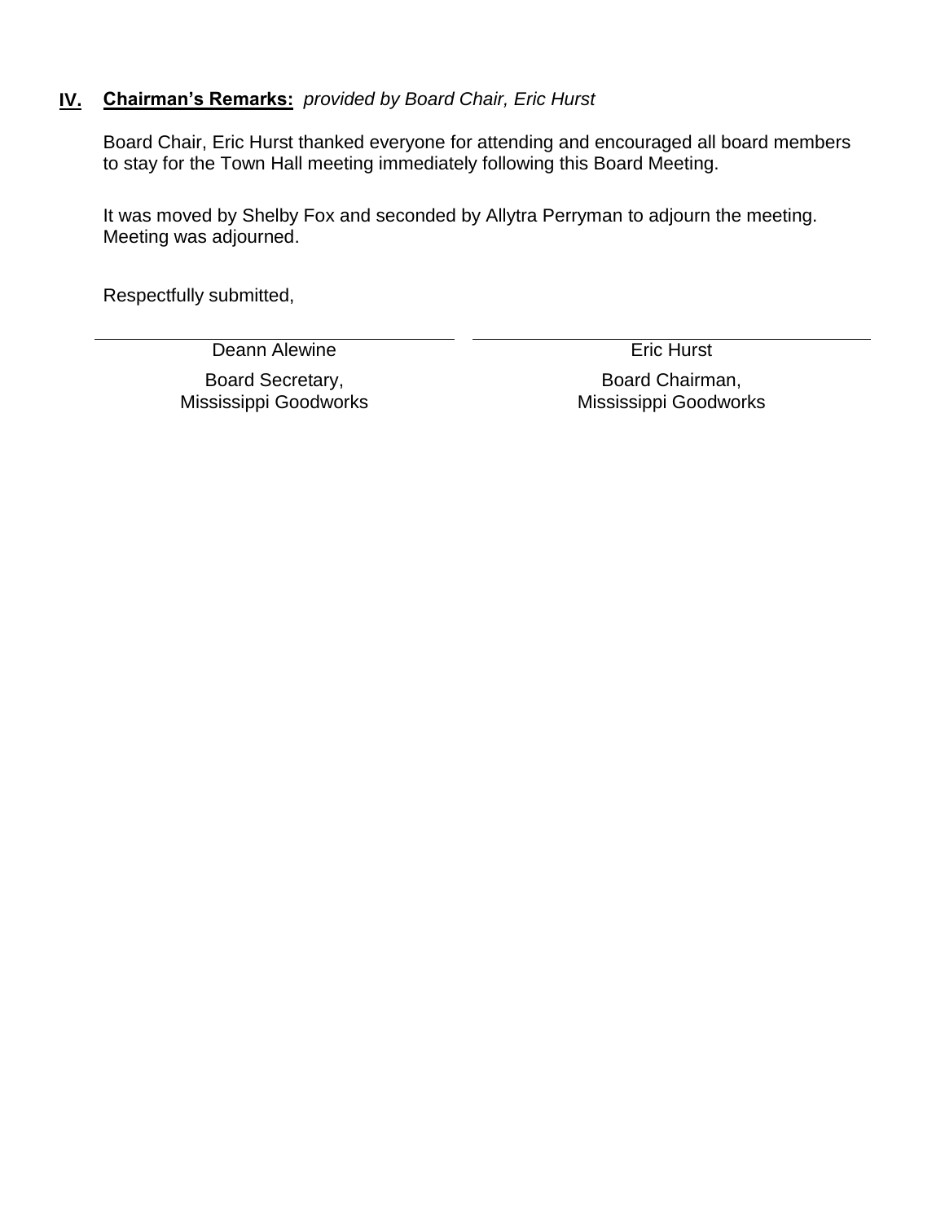## IV. **Chairman's Remarks:** *provided by Board Chair, Eric Hurst*

Board Chair, Eric Hurst thanked everyone for attending and encouraged all board members to stay for the Town Hall meeting immediately following this Board Meeting.

It was moved by Shelby Fox and seconded by Allytra Perryman to adjourn the meeting. Meeting was adjourned.

Respectfully submitted,

| | |
|---|---|
| Deann Alewine | Eric Hurst |
| Board Secretary, Mississippi Goodworks | Board Chairman, Mississippi Goodworks |